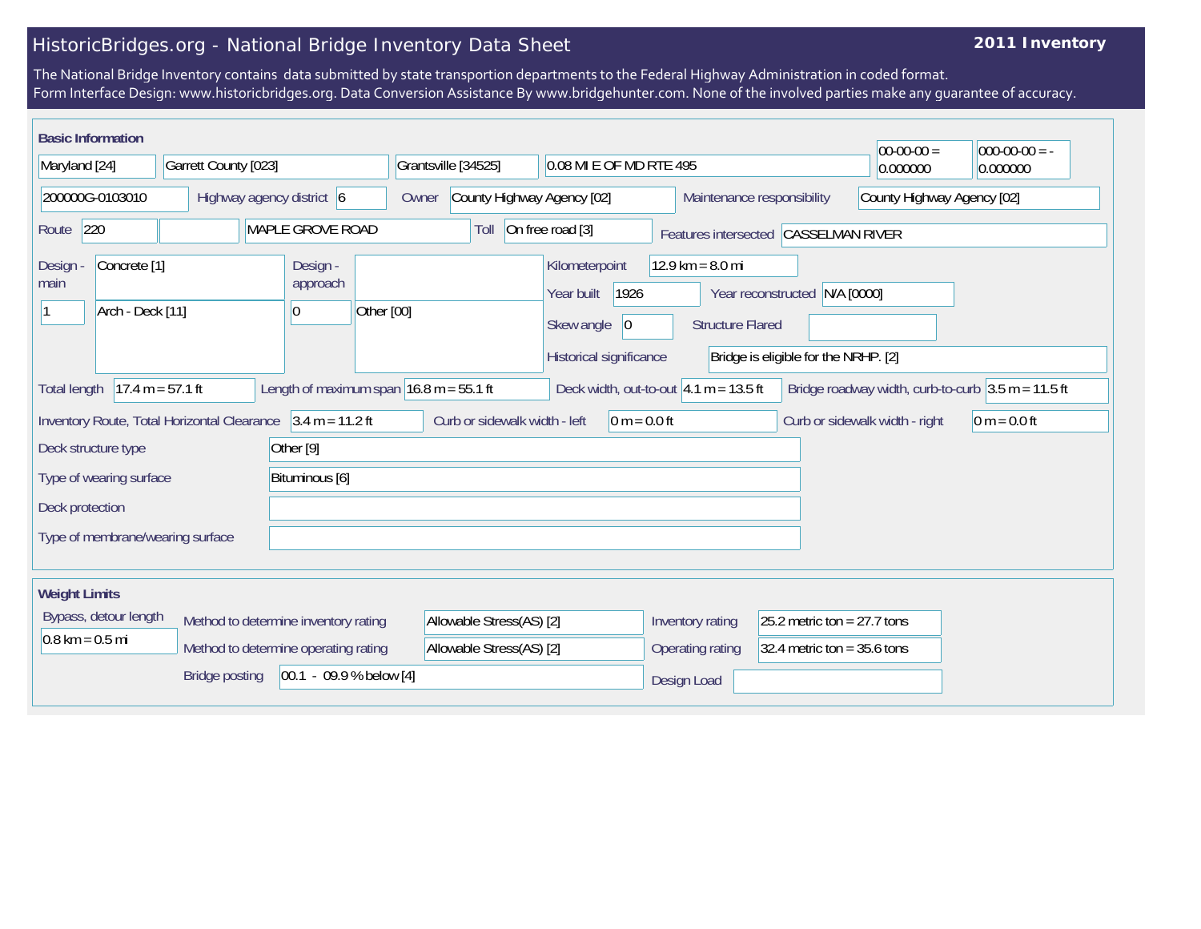# HistoricBridges.org - National Bridge Inventory Data Sheet

**2011 Inventory**

The National Bridge Inventory contains data submitted by state transportion departments to the Federal Highway Administration in coded format.
Form Interface Design: www.historicbridges.org. Data Conversion Assistance By www.bridgehunter.com. None of the involved parties make any guarantee of accuracy.

## Basic Information

| | | | | | |
|---|---|---|---|---|---|
| Maryland [24] | Garrett County [023] | Grantsville [34525] | 0.08 MI E OF MD RTE 495 | 00-00-00 = 0.000000 | 000-00-00 = - 0.000000 |

| Field | Value |
|---|---|
| Structure number | 200000G-0103010 |
| Highway agency district | 6 |
| Owner | County Highway Agency [02] |
| Maintenance responsibility | County Highway Agency [02] |
| Route | 220 |
| Road | MAPLE GROVE ROAD |
| Toll | On free road [3] |
| Features intersected | CASSELMAN RIVER |
| Design - main | Concrete [1] |
| Design - main (spans) | 1 |
| Design - main type | Arch - Deck [11] |
| Design - approach (spans) | 0 |
| Design - approach type | Other [00] |
| Kilometerpoint | 12.9 km = 8.0 mi |
| Year built | 1926 |
| Year reconstructed | N/A [0000] |
| Skew angle | 0 |
| Structure Flared | |
| Historical significance | Bridge is eligible for the NRHP. [2] |
| Total length | 17.4 m = 57.1 ft |
| Length of maximum span | 16.8 m = 55.1 ft |
| Deck width, out-to-out | 4.1 m = 13.5 ft |
| Bridge roadway width, curb-to-curb | 3.5 m = 11.5 ft |
| Inventory Route, Total Horizontal Clearance | 3.4 m = 11.2 ft |
| Curb or sidewalk width - left | 0 m = 0.0 ft |
| Curb or sidewalk width - right | 0 m = 0.0 ft |
| Deck structure type | Other [9] |
| Type of wearing surface | Bituminous [6] |
| Deck protection | |
| Type of membrane/wearing surface | |

## Weight Limits

| Field | Value |
|---|---|
| Bypass, detour length | 0.8 km = 0.5 mi |
| Method to determine inventory rating | Allowable Stress(AS) [2] |
| Method to determine operating rating | Allowable Stress(AS) [2] |
| Inventory rating | 25.2 metric ton = 27.7 tons |
| Operating rating | 32.4 metric ton = 35.6 tons |
| Bridge posting | 00.1 - 09.9 % below [4] |
| Design Load | |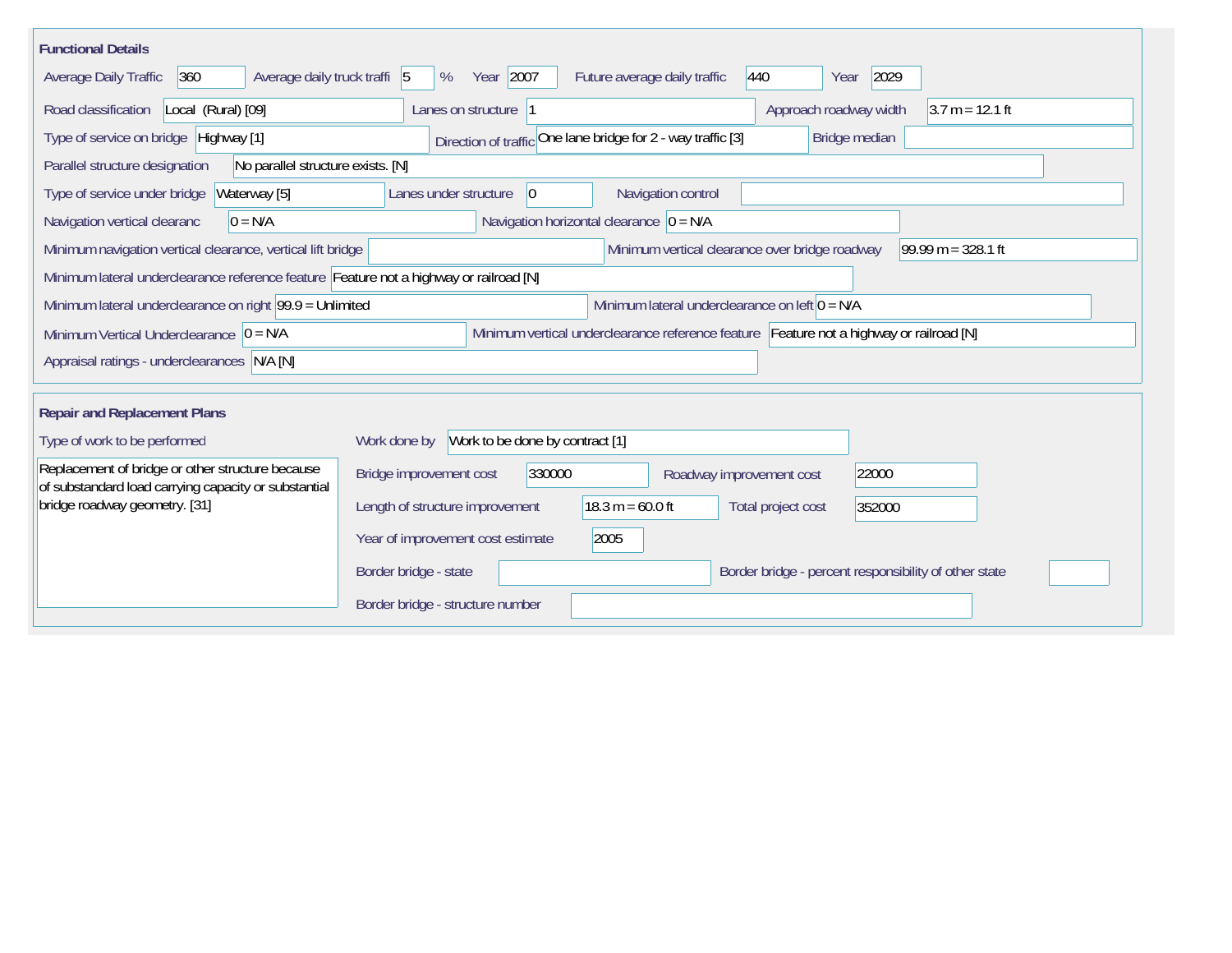## Functional Details

| Field | Value |
|---|---|
| Average Daily Traffic | 360 |
| Average daily truck traffi | 5 % |
| Year | 2007 |
| Future average daily traffic | 440 |
| Year | 2029 |
| Road classification | Local (Rural) [09] |
| Lanes on structure | 1 |
| Approach roadway width | 3.7 m = 12.1 ft |
| Type of service on bridge | Highway [1] |
| Direction of traffic | One lane bridge for 2 - way traffic [3] |
| Bridge median | |
| Parallel structure designation | No parallel structure exists. [N] |
| Type of service under bridge | Waterway [5] |
| Lanes under structure | 0 |
| Navigation control | |
| Navigation vertical clearanc | 0 = N/A |
| Navigation horizontal clearance | 0 = N/A |
| Minimum navigation vertical clearance, vertical lift bridge | |
| Minimum vertical clearance over bridge roadway | 99.99 m = 328.1 ft |
| Minimum lateral underclearance reference feature | Feature not a highway or railroad [N] |
| Minimum lateral underclearance on right | 99.9 = Unlimited |
| Minimum lateral underclearance on left | 0 = N/A |
| Minimum Vertical Underclearance | 0 = N/A |
| Minimum vertical underclearance reference feature | Feature not a highway or railroad [N] |
| Appraisal ratings - underclearances | N/A [N] |

## Repair and Replacement Plans

**Type of work to be performed**

Replacement of bridge or other structure because of substandard load carrying capacity or substantial bridge roadway geometry. [31]

| Field | Value |
|---|---|
| Work done by | Work to be done by contract [1] |
| Bridge improvement cost | 330000 |
| Roadway improvement cost | 22000 |
| Length of structure improvement | 18.3 m = 60.0 ft |
| Total project cost | 352000 |
| Year of improvement cost estimate | 2005 |
| Border bridge - state | |
| Border bridge - percent responsibility of other state | |
| Border bridge - structure number | |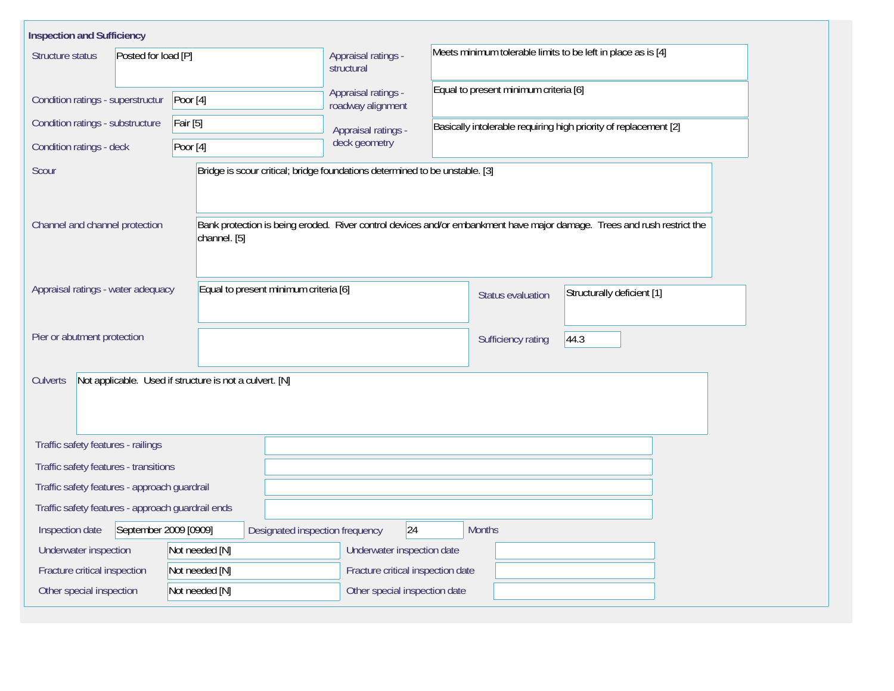## Inspection and Sufficiency

| | |
|---|---|
| Structure status | Posted for load [P] |
| Condition ratings - superstructur | Poor [4] |
| Condition ratings - substructure | Fair [5] |
| Condition ratings - deck | Poor [4] |
| Appraisal ratings - structural | Meets minimum tolerable limits to be left in place as is [4] |
| Appraisal ratings - roadway alignment | Equal to present minimum criteria [6] |
| Appraisal ratings - deck geometry | Basically intolerable requiring high priority of replacement [2] |
| Scour | Bridge is scour critical; bridge foundations determined to be unstable. [3] |
| Channel and channel protection | Bank protection is being eroded. River control devices and/or embankment have major damage. Trees and rush restrict the channel. [5] |
| Appraisal ratings - water adequacy | Equal to present minimum criteria [6] |
| Status evaluation | Structurally deficient [1] |
| Pier or abutment protection | |
| Sufficiency rating | 44.3 |
| Culverts | Not applicable. Used if structure is not a culvert. [N] |
| Traffic safety features - railings | |
| Traffic safety features - transitions | |
| Traffic safety features - approach guardrail | |
| Traffic safety features - approach guardrail ends | |
| Inspection date | September 2009 [0909] |
| Designated inspection frequency | 24 Months |
| Underwater inspection | Not needed [N] |
| Underwater inspection date | |
| Fracture critical inspection | Not needed [N] |
| Fracture critical inspection date | |
| Other special inspection | Not needed [N] |
| Other special inspection date | |